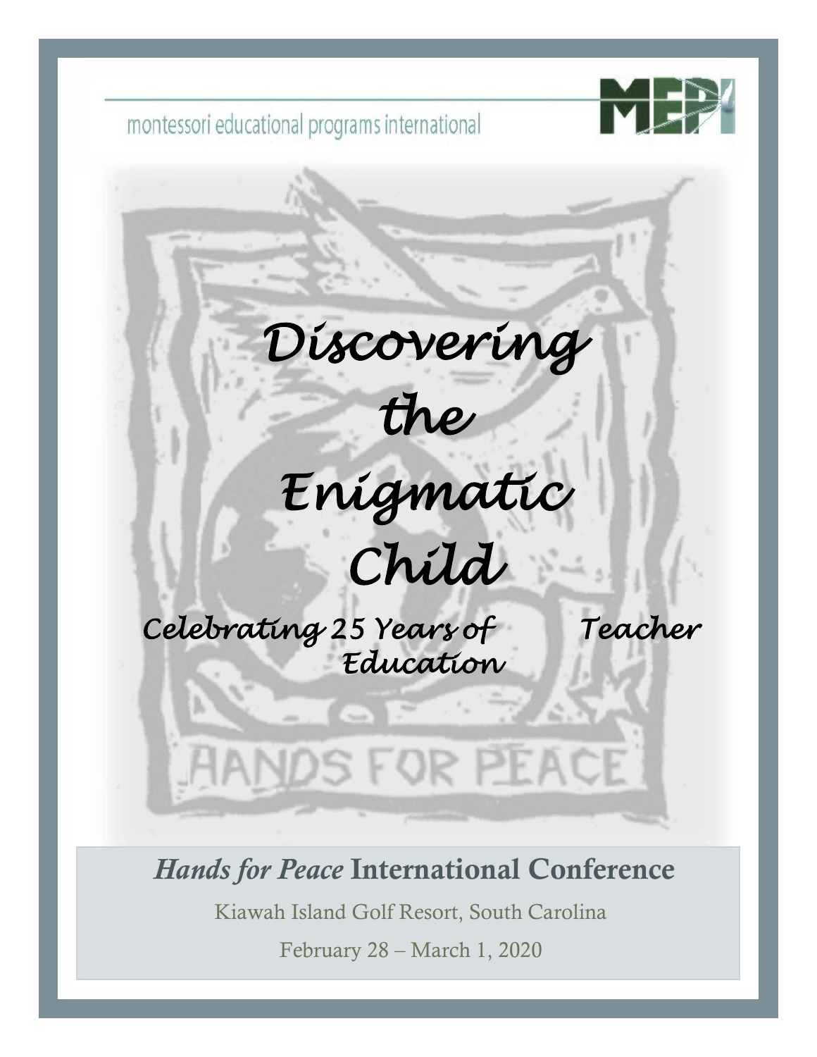montessori educational programs international

MEPI

# Discovering the Enigmatic Child

## Celebrating 25 Years of Teacher Education

HANDS FOR PEACE

***Hands for Peace* International Conference**

Kiawah Island Golf Resort, South Carolina

February 28 – March 1, 2020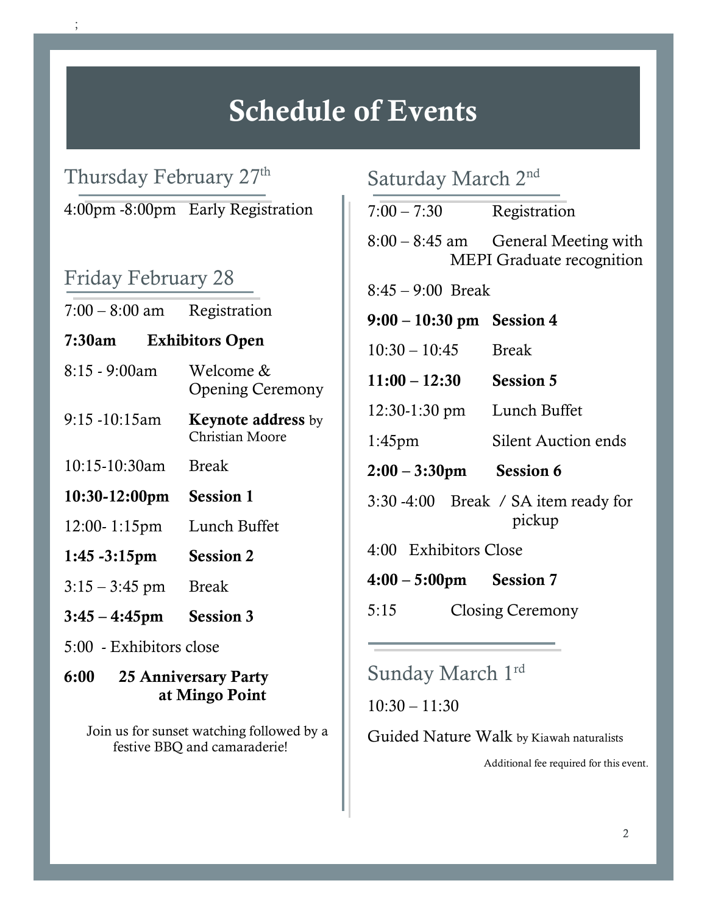;

# Schedule of Events

## Thursday February 27th

4:00pm -8:00pm Early Registration

## Friday February 28

7:00 – 8:00 am Registration

**7:30am Exhibitors Open**

8:15 - 9:00am Welcome & Opening Ceremony

9:15 -10:15am **Keynote address** by Christian Moore

10:15-10:30am Break

**10:30-12:00pm Session 1**

12:00- 1:15pm Lunch Buffet

**1:45 -3:15pm Session 2**

3:15 – 3:45 pm Break

**3:45 – 4:45pm Session 3**

5:00 - Exhibitors close

**6:00 25 Anniversary Party at Mingo Point**

Join us for sunset watching followed by a festive BBQ and camaraderie!

## Saturday March 2nd

7:00 – 7:30 Registration

8:00 – 8:45 am General Meeting with MEPI Graduate recognition

8:45 – 9:00 Break

**9:00 – 10:30 pm Session 4**

10:30 – 10:45 Break

**11:00 – 12:30 Session 5**

12:30-1:30 pm Lunch Buffet

1:45pm Silent Auction ends

**2:00 – 3:30pm Session 6**

3:30 -4:00 Break / SA item ready for pickup

4:00 Exhibitors Close

**4:00 – 5:00pm Session 7**

5:15 Closing Ceremony

## Sunday March 1rd

10:30 – 11:30

Guided Nature Walk by Kiawah naturalists

Additional fee required for this event.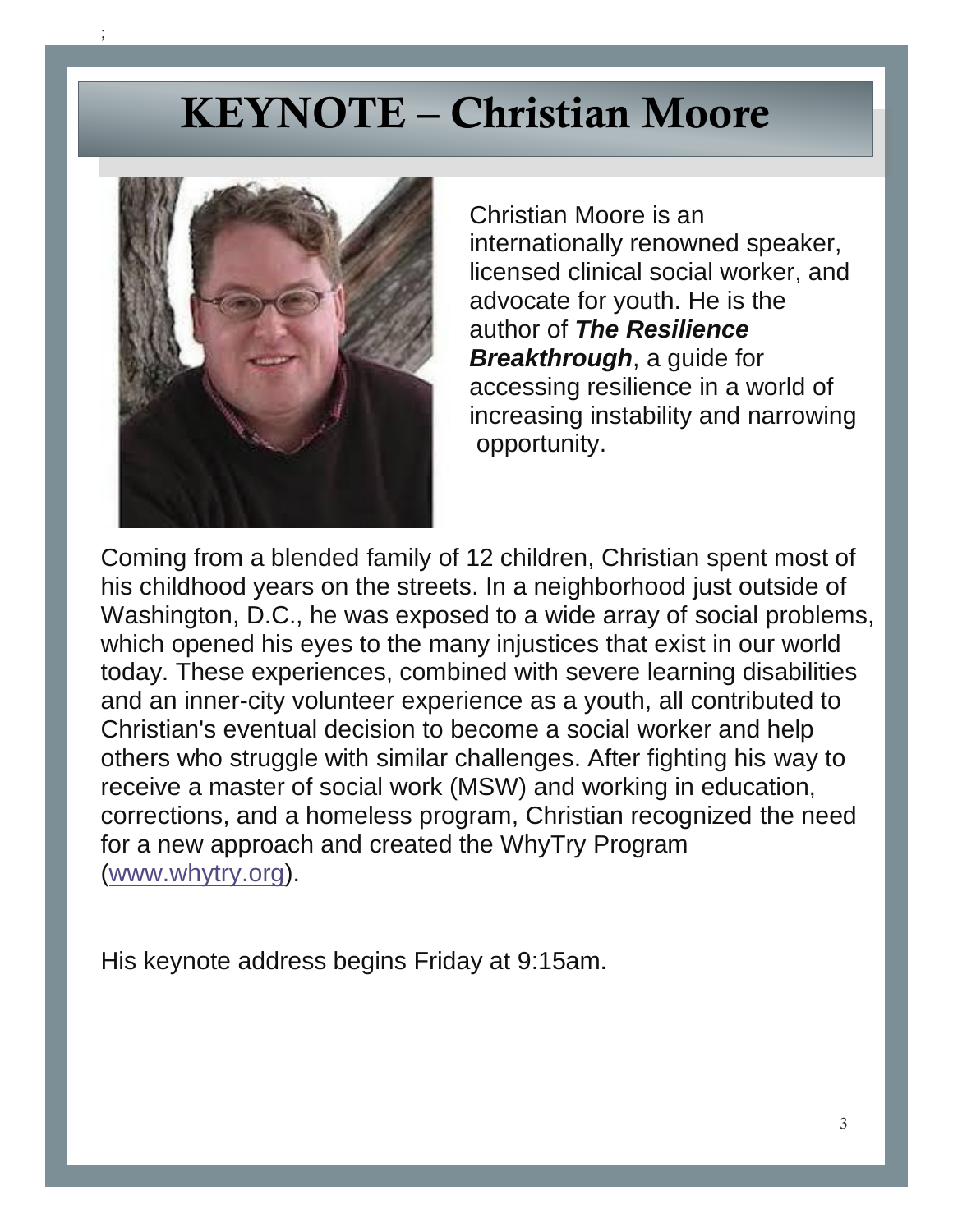# KEYNOTE – Christian Moore

Christian Moore is an internationally renowned speaker, licensed clinical social worker, and advocate for youth. He is the author of ***The Resilience Breakthrough***, a guide for accessing resilience in a world of increasing instability and narrowing opportunity.

Coming from a blended family of 12 children, Christian spent most of his childhood years on the streets. In a neighborhood just outside of Washington, D.C., he was exposed to a wide array of social problems, which opened his eyes to the many injustices that exist in our world today. These experiences, combined with severe learning disabilities and an inner-city volunteer experience as a youth, all contributed to Christian's eventual decision to become a social worker and help others who struggle with similar challenges. After fighting his way to receive a master of social work (MSW) and working in education, corrections, and a homeless program, Christian recognized the need for a new approach and created the WhyTry Program ([www.whytry.org](http://www.whytry.org)).

His keynote address begins Friday at 9:15am.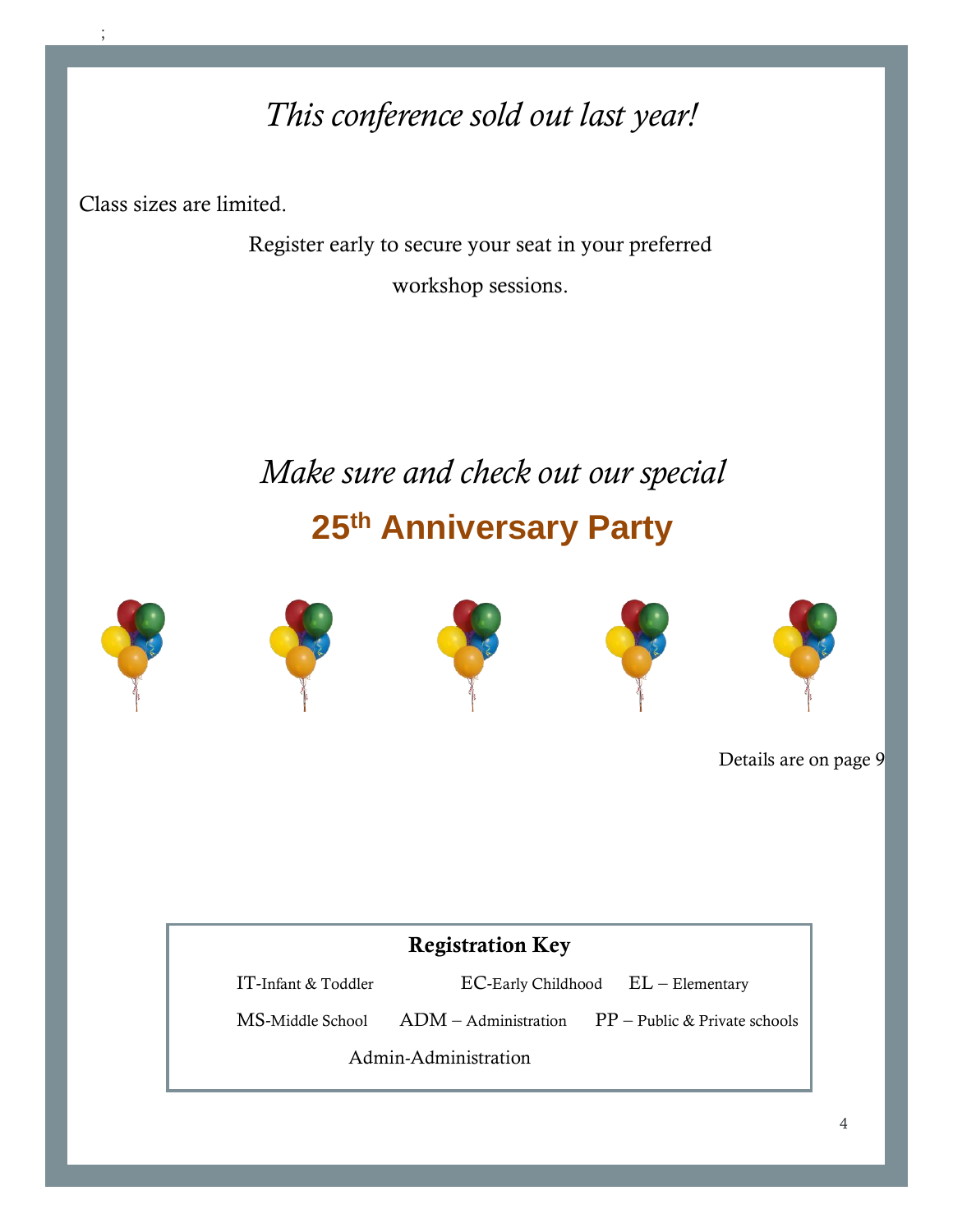;

*This conference sold out last year!*

Class sizes are limited.

Register early to secure your seat in your preferred workshop sessions.

*Make sure and check out our special*

**25th Anniversary Party**

Details are on page 9

**Registration Key**

IT-Infant & Toddler    EC-Early Childhood    EL – Elementary

MS-Middle School    ADM – Administration    PP – Public & Private schools

Admin-Administration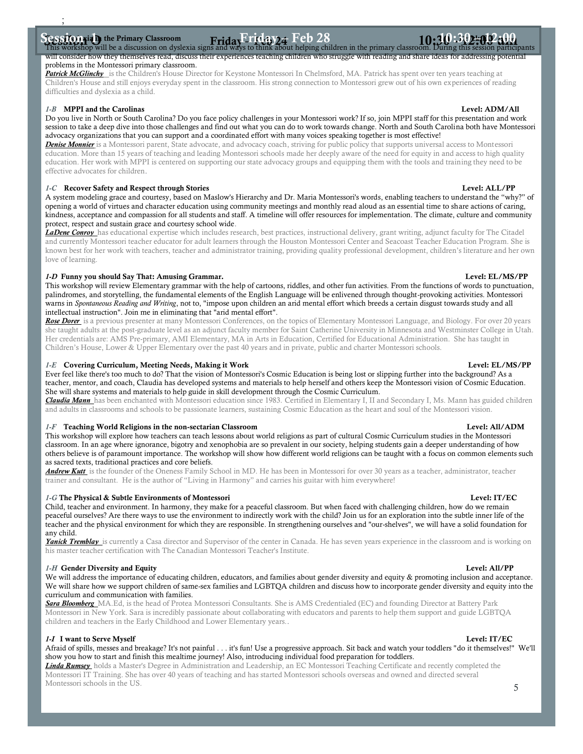## Session 1 Friday – Feb 28 10:30 – 12:00

### 1-A Dyslexia in the Primary Classroom

This workshop will be a discussion on dyslexia signs and ways to think about helping children in the primary classroom. During this session participants will consider how they themselves read, discuss their experiences teaching children who struggle with reading and share ideas for addressing potential problems in the Montessori primary classroom.

***Patrick McGlinchy*** is the Children's House Director for Keystone Montessori In Chelmsford, MA. Patrick has spent over ten years teaching at Children's House and still enjoys everyday spent in the classroom. His strong connection to Montessori grew out of his own experiences of reading difficulties and dyslexia as a child.

### *1-B* MPPI and the Carolinas — Level: ADM/All

Do you live in North or South Carolina? Do you face policy challenges in your Montessori work? If so, join MPPI staff for this presentation and work session to take a deep dive into those challenges and find out what you can do to work towards change. North and South Carolina both have Montessori advocacy organizations that you can support and a coordinated effort with many voices speaking together is most effective!

***Denise Monnier*** is a Montessori parent, State advocate, and advocacy coach, striving for public policy that supports universal access to Montessori education. More than 15 years of teaching and leading Montessori schools made her deeply aware of the need for equity in and access to high quality education. Her work with MPPI is centered on supporting our state advocacy groups and equipping them with the tools and training they need to be effective advocates for children.

### *1-C* Recover Safety and Respect through Stories — Level: ALL/PP

A system modeling grace and courtesy, based on Maslow's Hierarchy and Dr. Maria Montessori's words, enabling teachers to understand the "why?" of opening a world of virtues and character education using community meetings and monthly read aloud as an essential time to share actions of caring, kindness, acceptance and compassion for all students and staff. A timeline will offer resources for implementation. The climate, culture and community protect, respect and sustain grace and courtesy school wide.

***LaDene Conroy*** has educational expertise which includes research, best practices, instructional delivery, grant writing, adjunct faculty for The Citadel and currently Montessori teacher educator for adult learners through the Houston Montessori Center and Seacoast Teacher Education Program. She is known best for her work with teachers, teacher and administrator training, providing quality professional development, children's literature and her own love of learning.

### *1-D* Funny you should Say That: Amusing Grammar. — Level: EL/MS/PP

This workshop will review Elementary grammar with the help of cartoons, riddles, and other fun activities. From the functions of words to punctuation, palindromes, and storytelling, the fundamental elements of the English Language will be enlivened through thought-provoking activities. Montessori warns in *Spontaneous Reading and Writing*, not to, "impose upon children an arid mental effort which breeds a certain disgust towards study and all intellectual instruction". Join me in eliminating that "arid mental effort".

***Rose Dorer*** is a previous presenter at many Montessori Conferences, on the topics of Elementary Montessori Language, and Biology. For over 20 years she taught adults at the post-graduate level as an adjunct faculty member for Saint Catherine University in Minnesota and Westminster College in Utah. Her credentials are: AMS Pre-primary, AMI Elementary, MA in Arts in Education, Certified for Educational Administration. She has taught in Children's House, Lower & Upper Elementary over the past 40 years and in private, public and charter Montessori schools.

### *1-E* Covering Curriculum, Meeting Needs, Making it Work — Level: EL/MS/PP

Ever feel like there's too much to do? That the vision of Montessori's Cosmic Education is being lost or slipping further into the background? As a teacher, mentor, and coach, Claudia has developed systems and materials to help herself and others keep the Montessori vision of Cosmic Education. She will share systems and materials to help guide in skill development through the Cosmic Curriculum.

***Claudia Mann*** has been enchanted with Montessori education since 1983. Certified in Elementary I, II and Secondary I, Ms. Mann has guided children and adults in classrooms and schools to be passionate learners, sustaining Cosmic Education as the heart and soul of the Montessori vision.

### *1-F* Teaching World Religions in the non-sectarian Classroom — Level: All/ADM

This workshop will explore how teachers can teach lessons about world religions as part of cultural Cosmic Curriculum studies in the Montessori classroom. In an age where ignorance, bigotry and xenophobia are so prevalent in our society, helping students gain a deeper understanding of how others believe is of paramount importance. The workshop will show how different world religions can be taught with a focus on common elements such as sacred texts, traditional practices and core beliefs.

***Andrew Kutt*** is the founder of the Oneness Family School in MD. He has been in Montessori for over 30 years as a teacher, administrator, teacher trainer and consultant. He is the author of "Living in Harmony" and carries his guitar with him everywhere!

### *1-G* The Physical & Subtle Environments of Montessori — Level: IT/EC

Child, teacher and environment. In harmony, they make for a peaceful classroom. But when faced with challenging children, how do we remain peaceful ourselves? Are there ways to use the environment to indirectly work with the child? Join us for an exploration into the subtle inner life of the teacher and the physical environment for which they are responsible. In strengthening ourselves and "our-shelves", we will have a solid foundation for any child.

***Yanick Tremblay*** is currently a Casa director and Supervisor of the center in Canada. He has seven years experience in the classroom and is working on his master teacher certification with The Canadian Montessori Teacher's Institute.

### *1-H* Gender Diversity and Equity — Level: All/PP

We will address the importance of educating children, educators, and families about gender diversity and equity & promoting inclusion and acceptance. We will share how we support children of same-sex families and LGBTQA children and discuss how to incorporate gender diversity and equity into the curriculum and communication with families.

***Sara Bloomberg*** MA.Ed, is the head of Protea Montessori Consultants. She is AMS Credentialed (EC) and founding Director at Battery Park Montessori in New York. Sara is incredibly passionate about collaborating with educators and parents to help them support and guide LGBTQA children and teachers in the Early Childhood and Lower Elementary years..

### *1-I* I want to Serve Myself — Level: IT/EC

Afraid of spills, messes and breakage? It's not painful . . . it's fun! Use a progressive approach. Sit back and watch your toddlers "do it themselves!" We'll show you how to start and finish this mealtime journey! Also, introducing individual food preparation for toddlers.

***Linda Rumsey*** holds a Master's Degree in Administration and Leadership, an EC Montessori Teaching Certificate and recently completed the Montessori IT Training. She has over 40 years of teaching and has started Montessori schools overseas and owned and directed several Montessori schools in the US.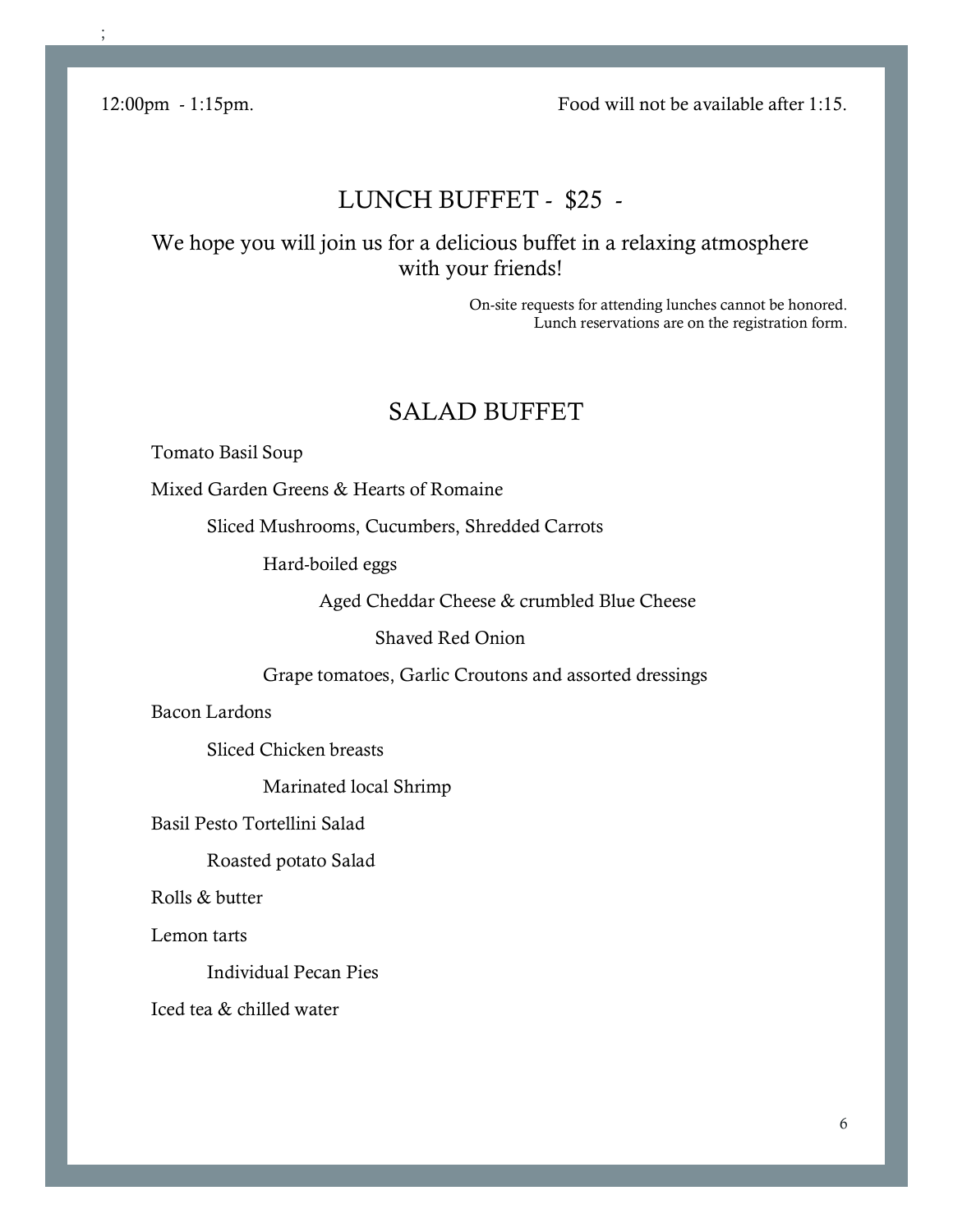12:00pm - 1:15pm. Food will not be available after 1:15.

## LUNCH BUFFET - $25 -

We hope you will join us for a delicious buffet in a relaxing atmosphere with your friends!

On-site requests for attending lunches cannot be honored.
Lunch reservations are on the registration form.

## SALAD BUFFET

Tomato Basil Soup

Mixed Garden Greens & Hearts of Romaine

Sliced Mushrooms, Cucumbers, Shredded Carrots

Hard-boiled eggs

Aged Cheddar Cheese & crumbled Blue Cheese

Shaved Red Onion

Grape tomatoes, Garlic Croutons and assorted dressings

Bacon Lardons

Sliced Chicken breasts

Marinated local Shrimp

Basil Pesto Tortellini Salad

Roasted potato Salad

Rolls & butter

Lemon tarts

Individual Pecan Pies

Iced tea & chilled water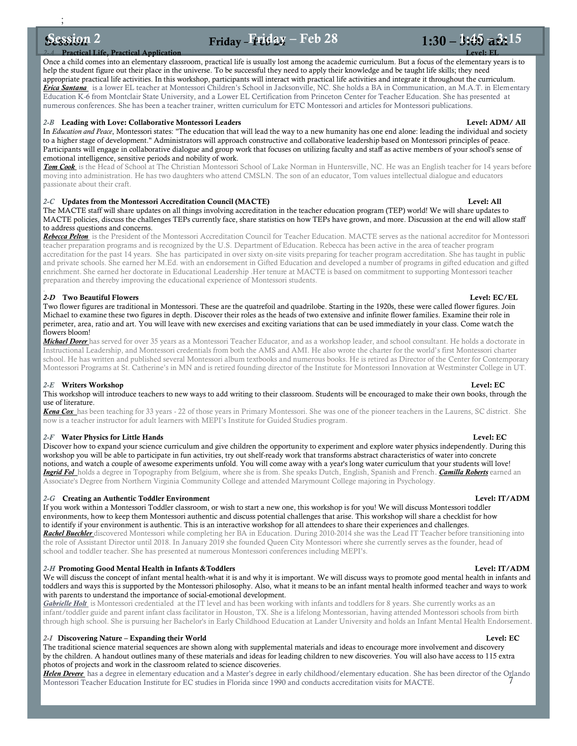# Session 2 Friday – Feb 28 1:45 – 3:15

### 2-A Practical Life, Practical Application — Level: EL

Once a child comes into an elementary classroom, practical life is usually lost among the academic curriculum. But a focus of the elementary years is to help the student figure out their place in the universe. To be successful they need to apply their knowledge and be taught life skills; they need appropriate practical life activities. In this workshop, participants will interact with practical life activities and integrate it throughout the curriculum.

***Erica Santana*** is a lower EL teacher at Montessori Children's School in Jacksonville, NC. She holds a BA in Communication, an M.A.T. in Elementary Education K-6 from Montclair State University, and a Lower EL Certification from Princeton Center for Teacher Education. She has presented at numerous conferences. She has been a teacher trainer, written curriculum for ETC Montessori and articles for Montessori publications.

### 2-B Leading with Love: Collaborative Montessori Leaders — Level: ADM/ All

In *Education and Peace*, Montessori states: "The education that will lead the way to a new humanity has one end alone: leading the individual and society to a higher stage of development." Administrators will approach constructive and collaborative leadership based on Montessori principles of peace. Participants will engage in collaborative dialogue and group work that focuses on utilizing faculty and staff as active members of your school's sense of emotional intelligence, sensitive periods and nobility of work.

***Tom Cook*** is the Head of School at The Christian Montessori School of Lake Norman in Huntersville, NC. He was an English teacher for 14 years before moving into administration. He has two daughters who attend CMSLN. The son of an educator, Tom values intellectual dialogue and educators passionate about their craft.

### 2-C Updates from the Montessori Accreditation Council (MACTE) — Level: All

The MACTE staff will share updates on all things involving accreditation in the teacher education program (TEP) world! We will share updates to MACTE policies, discuss the challenges TEPs currently face, share statistics on how TEPs have grown, and more. Discussion at the end will allow staff to address questions and concerns.

***Rebecca Pelton*** is the President of the Montessori Accreditation Council for Teacher Education. MACTE serves as the national accreditor for Montessori teacher preparation programs and is recognized by the U.S. Department of Education. Rebecca has been active in the area of teacher program accreditation for the past 14 years. She has participated in over sixty on-site visits preparing for teacher program accreditation. She has taught in public and private schools. She earned her M.Ed. with an endorsement in Gifted Education and developed a number of programs in gifted education and gifted enrichment. She earned her doctorate in Educational Leadership .Her tenure at MACTE is based on commitment to supporting Montessori teacher preparation and thereby improving the educational experience of Montessori students.

### 2-D Two Beautiful Flowers — Level: EC/EL

Two flower figures are traditional in Montessori. These are the quatrefoil and quadrilobe. Starting in the 1920s, these were called flower figures. Join Michael to examine these two figures in depth. Discover their roles as the heads of two extensive and infinite flower families. Examine their role in perimeter, area, ratio and art. You will leave with new exercises and exciting variations that can be used immediately in your class. Come watch the flowers bloom!

***Michael Dorer*** has served for over 35 years as a Montessori Teacher Educator, and as a workshop leader, and school consultant. He holds a doctorate in Instructional Leadership, and Montessori credentials from both the AMS and AMI. He also wrote the charter for the world's first Montessori charter school. He has written and published several Montessori album textbooks and numerous books. He is retired as Director of the Center for Contemporary Montessori Programs at St. Catherine's in MN and is retired founding director of the Institute for Montessori Innovation at Westminster College in UT.

### 2-E Writers Workshop — Level: EC

This workshop will introduce teachers to new ways to add writing to their classroom. Students will be encouraged to make their own books, through the use of literature.

***Kena Cox*** has been teaching for 33 years - 22 of those years in Primary Montessori. She was one of the pioneer teachers in the Laurens, SC district. She now is a teacher instructor for adult learners with MEPI's Institute for Guided Studies program.

### 2-F Water Physics for Little Hands — Level: EC

Discover how to expand your science curriculum and give children the opportunity to experiment and explore water physics independently. During this workshop you will be able to participate in fun activities, try out shelf-ready work that transforms abstract characteristics of water into concrete notions, and watch a couple of awesome experiments unfold. You will come away with a year's long water curriculum that your students will love!

***Ingrid Fol*** holds a degree in Topography from Belgium, where she is from. She speaks Dutch, English, Spanish and French. ***Camilla Roberts*** earned an Associate's Degree from Northern Virginia Community College and attended Marymount College majoring in Psychology.

### 2-G Creating an Authentic Toddler Environment — Level: IT/ADM

If you work within a Montessori Toddler classroom, or wish to start a new one, this workshop is for you! We will discuss Montessori toddler environments, how to keep them Montessori authentic and discuss potential challenges that arise. This workshop will share a checklist for how to identify if your environment is authentic. This is an interactive workshop for all attendees to share their experiences and challenges.

***Rachel Buechler*** discovered Montessori while completing her BA in Education. During 2010-2014 she was the Lead IT Teacher before transitioning into the role of Assistant Director until 2018. In January 2019 she founded Queen City Montessori where she currently serves as the founder, head of school and toddler teacher. She has presented at numerous Montessori conferences including MEPI's.

### 2-H Promoting Good Mental Health in Infants &Toddlers — Level: IT/ADM

We will discuss the concept of infant mental health-what it is and why it is important. We will discuss ways to promote good mental health in infants and toddlers and ways this is supported by the Montessori philosophy. Also, what it means to be an infant mental health informed teacher and ways to work with parents to understand the importance of social-emotional development.

***Gabrielle Holt*** is Montessori credentialed at the IT level and has been working with infants and toddlers for 8 years. She currently works as an infant/toddler guide and parent infant class facilitator in Houston, TX. She is a lifelong Montessorian, having attended Montessori schools from birth through high school. She is pursuing her Bachelor's in Early Childhood Education at Lander University and holds an Infant Mental Health Endorsement.

### 2-I Discovering Nature – Expanding their World — Level: EC

The traditional science material sequences are shown along with supplemental materials and ideas to encourage more involvement and discovery by the children. A handout outlines many of these materials and ideas for leading children to new discoveries. You will also have access to 115 extra photos of projects and work in the classroom related to science discoveries.

***Helen Devere*** has a degree in elementary education and a Master's degree in early childhood/elementary education. She has been director of the Orlando Montessori Teacher Education Institute for EC studies in Florida since 1990 and conducts accreditation visits for MACTE.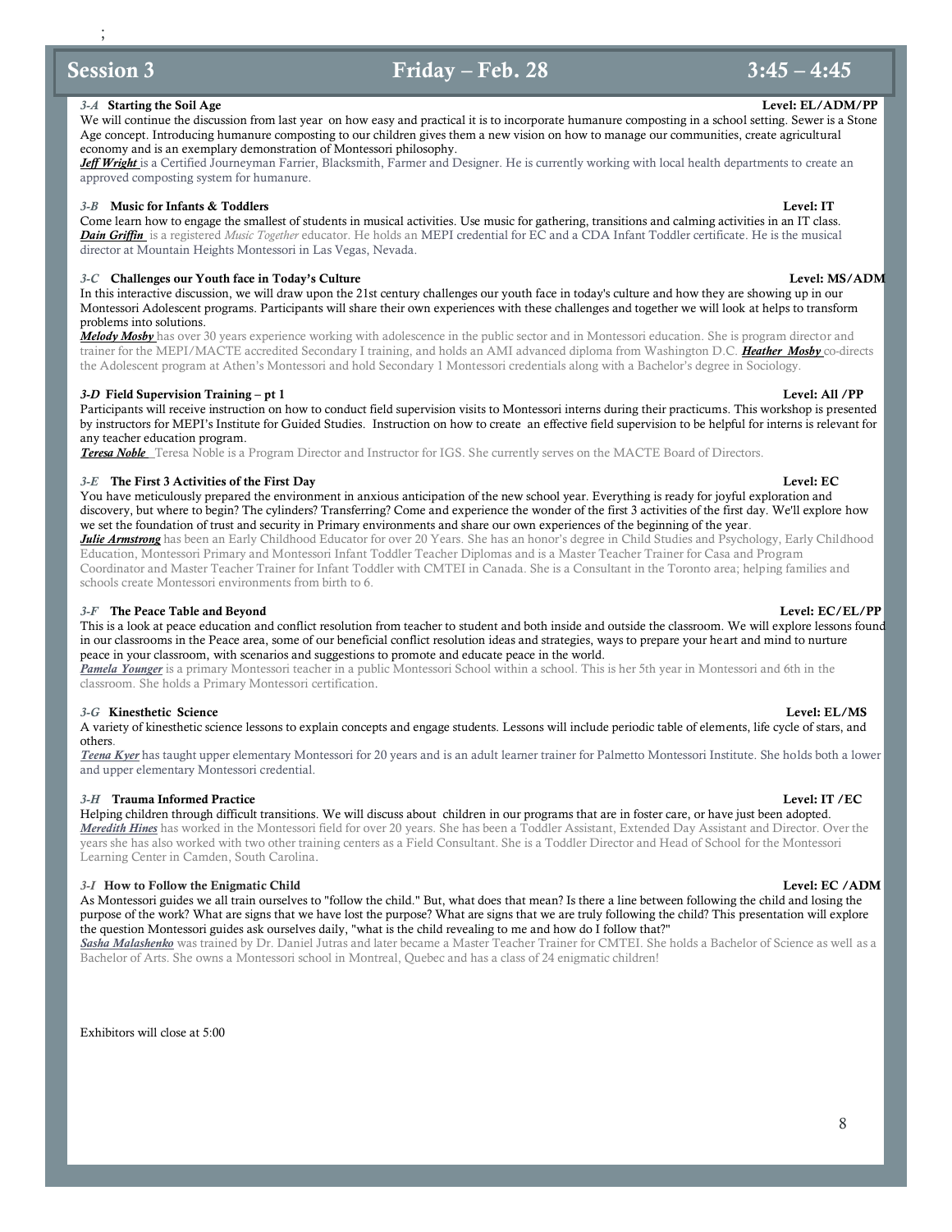;

## Session 3 Friday – Feb. 28 3:45 – 4:45

***3-A* Starting the Soil Age** **Level: EL/ADM/PP**

We will continue the discussion from last year on how easy and practical it is to incorporate humanure composting in a school setting. Sewer is a Stone Age concept. Introducing humanure composting to our children gives them a new vision on how to manage our communities, create agricultural economy and is an exemplary demonstration of Montessori philosophy.

***Jeff Wright*** is a Certified Journeyman Farrier, Blacksmith, Farmer and Designer. He is currently working with local health departments to create an approved composting system for humanure.

***3-B* Music for Infants & Toddlers** **Level: IT**

Come learn how to engage the smallest of students in musical activities. Use music for gathering, transitions and calming activities in an IT class.

***Dain Griffin*** is a registered *Music Together* educator. He holds an MEPI credential for EC and a CDA Infant Toddler certificate. He is the musical director at Mountain Heights Montessori in Las Vegas, Nevada.

***3-C* Challenges our Youth face in Today's Culture** **Level: MS/ADM**

In this interactive discussion, we will draw upon the 21st century challenges our youth face in today's culture and how they are showing up in our Montessori Adolescent programs. Participants will share their own experiences with these challenges and together we will look at helps to transform problems into solutions.

***Melody Mosby*** has over 30 years experience working with adolescence in the public sector and in Montessori education. She is program director and trainer for the MEPI/MACTE accredited Secondary I training, and holds an AMI advanced diploma from Washington D.C. ***Heather Mosby*** co-directs the Adolescent program at Athen's Montessori and hold Secondary 1 Montessori credentials along with a Bachelor's degree in Sociology.

***3-D* Field Supervision Training – pt 1** **Level: All /PP**

Participants will receive instruction on how to conduct field supervision visits to Montessori interns during their practicums. This workshop is presented by instructors for MEPI's Institute for Guided Studies. Instruction on how to create an effective field supervision to be helpful for interns is relevant for any teacher education program.

***Teresa Noble*** Teresa Noble is a Program Director and Instructor for IGS. She currently serves on the MACTE Board of Directors.

***3-E* The First 3 Activities of the First Day** **Level: EC**

You have meticulously prepared the environment in anxious anticipation of the new school year. Everything is ready for joyful exploration and discovery, but where to begin? The cylinders? Transferring? Come and experience the wonder of the first 3 activities of the first day. We'll explore how we set the foundation of trust and security in Primary environments and share our own experiences of the beginning of the year.

***Julie Armstrong*** has been an Early Childhood Educator for over 20 Years. She has an honor's degree in Child Studies and Psychology, Early Childhood Education, Montessori Primary and Montessori Infant Toddler Teacher Diplomas and is a Master Teacher Trainer for Casa and Program Coordinator and Master Teacher Trainer for Infant Toddler with CMTEI in Canada. She is a Consultant in the Toronto area; helping families and schools create Montessori environments from birth to 6.

***3-F* The Peace Table and Beyond** **Level: EC/EL/PP**

This is a look at peace education and conflict resolution from teacher to student and both inside and outside the classroom. We will explore lessons found in our classrooms in the Peace area, some of our beneficial conflict resolution ideas and strategies, ways to prepare your heart and mind to nurture peace in your classroom, with scenarios and suggestions to promote and educate peace in the world.

***Pamela Younger*** is a primary Montessori teacher in a public Montessori School within a school. This is her 5th year in Montessori and 6th in the classroom. She holds a Primary Montessori certification.

***3-G* Kinesthetic Science** **Level: EL/MS**

A variety of kinesthetic science lessons to explain concepts and engage students. Lessons will include periodic table of elements, life cycle of stars, and others.

***Teena Kyer*** has taught upper elementary Montessori for 20 years and is an adult learner trainer for Palmetto Montessori Institute. She holds both a lower and upper elementary Montessori credential.

***3-H* Trauma Informed Practice** **Level: IT /EC**

Helping children through difficult transitions. We will discuss about children in our programs that are in foster care, or have just been adopted.

***Meredith Hines*** has worked in the Montessori field for over 20 years. She has been a Toddler Assistant, Extended Day Assistant and Director. Over the years she has also worked with two other training centers as a Field Consultant. She is a Toddler Director and Head of School for the Montessori Learning Center in Camden, South Carolina.

***3-I* How to Follow the Enigmatic Child** **Level: EC /ADM**

As Montessori guides we all train ourselves to "follow the child." But, what does that mean? Is there a line between following the child and losing the purpose of the work? What are signs that we have lost the purpose? What are signs that we are truly following the child? This presentation will explore the question Montessori guides ask ourselves daily, "what is the child revealing to me and how do I follow that?"

***Sasha Malashenko*** was trained by Dr. Daniel Jutras and later became a Master Teacher Trainer for CMTEI. She holds a Bachelor of Science as well as a Bachelor of Arts. She owns a Montessori school in Montreal, Quebec and has a class of 24 enigmatic children!

Exhibitors will close at 5:00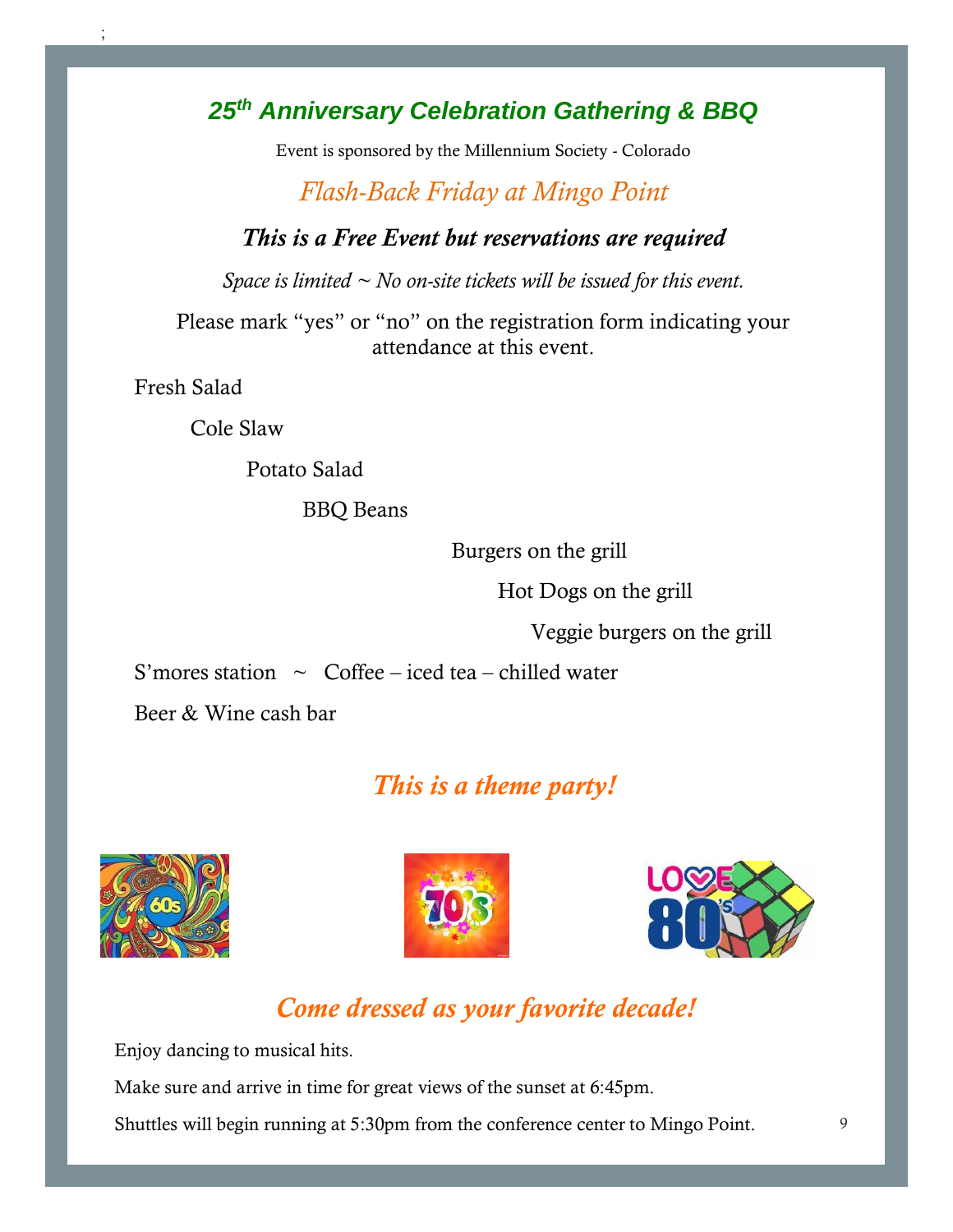## 25th Anniversary Celebration Gathering & BBQ

Event is sponsored by the Millennium Society - Colorado

*Flash-Back Friday at Mingo Point*

***This is a Free Event but reservations are required***

*Space is limited ~ No on-site tickets will be issued for this event.*

Please mark "yes" or "no" on the registration form indicating your attendance at this event.

Fresh Salad

Cole Slaw

Potato Salad

BBQ Beans

Burgers on the grill

Hot Dogs on the grill

Veggie burgers on the grill

S'mores station ~ Coffee – iced tea – chilled water

Beer & Wine cash bar

***This is a theme party!***

***Come dressed as your favorite decade!***

Enjoy dancing to musical hits.

Make sure and arrive in time for great views of the sunset at 6:45pm.

Shuttles will begin running at 5:30pm from the conference center to Mingo Point.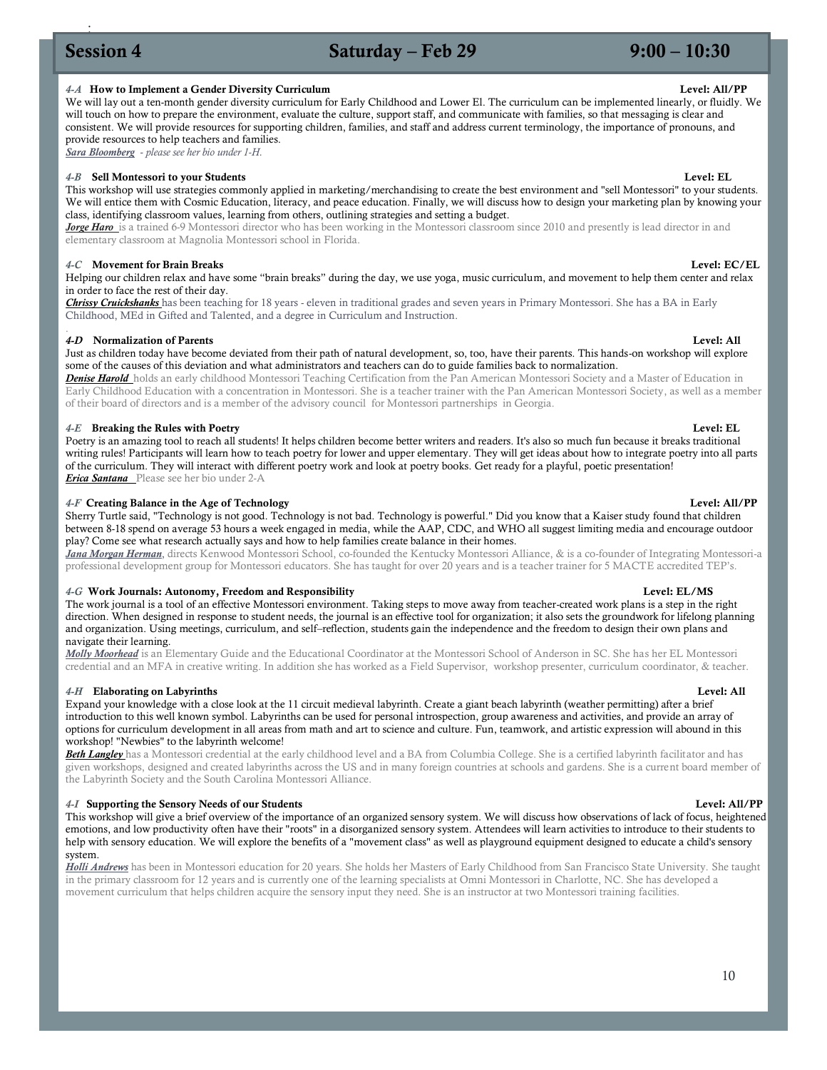# Session 4 Saturday – Feb 29 9:00 – 10:30

### *4-A* How to Implement a Gender Diversity Curriculum — Level: All/PP

We will lay out a ten-month gender diversity curriculum for Early Childhood and Lower El. The curriculum can be implemented linearly, or fluidly. We will touch on how to prepare the environment, evaluate the culture, support staff, and communicate with families, so that messaging is clear and consistent. We will provide resources for supporting children, families, and staff and address current terminology, the importance of pronouns, and provide resources to help teachers and families.

***Sara Bloomberg*** *- please see her bio under 1-H.*

### *4-B* Sell Montessori to your Students — Level: EL

This workshop will use strategies commonly applied in marketing/merchandising to create the best environment and "sell Montessori" to your students. We will entice them with Cosmic Education, literacy, and peace education. Finally, we will discuss how to design your marketing plan by knowing your class, identifying classroom values, learning from others, outlining strategies and setting a budget.

***Jorge Haro*** is a trained 6-9 Montessori director who has been working in the Montessori classroom since 2010 and presently is lead director in and elementary classroom at Magnolia Montessori school in Florida.

### *4-C* Movement for Brain Breaks — Level: EC/EL

Helping our children relax and have some "brain breaks" during the day, we use yoga, music curriculum, and movement to help them center and relax in order to face the rest of their day.

***Chrissy Cruickshanks*** has been teaching for 18 years - eleven in traditional grades and seven years in Primary Montessori. She has a BA in Early Childhood, MEd in Gifted and Talented, and a degree in Curriculum and Instruction.

### *4-D* Normalization of Parents — Level: All

Just as children today have become deviated from their path of natural development, so, too, have their parents. This hands-on workshop will explore some of the causes of this deviation and what administrators and teachers can do to guide families back to normalization.

***Denise Harold*** holds an early childhood Montessori Teaching Certification from the Pan American Montessori Society and a Master of Education in Early Childhood Education with a concentration in Montessori. She is a teacher trainer with the Pan American Montessori Society, as well as a member of their board of directors and is a member of the advisory council for Montessori partnerships in Georgia.

### *4-E* Breaking the Rules with Poetry — Level: EL

Poetry is an amazing tool to reach all students! It helps children become better writers and readers. It's also so much fun because it breaks traditional writing rules! Participants will learn how to teach poetry for lower and upper elementary. They will get ideas about how to integrate poetry into all parts of the curriculum. They will interact with different poetry work and look at poetry books. Get ready for a playful, poetic presentation!

***Erica Santana*** Please see her bio under 2-A

### *4-F* Creating Balance in the Age of Technology — Level: All/PP

Sherry Turtle said, "Technology is not good. Technology is not bad. Technology is powerful." Did you know that a Kaiser study found that children between 8-18 spend on average 53 hours a week engaged in media, while the AAP, CDC, and WHO all suggest limiting media and encourage outdoor play? Come see what research actually says and how to help families create balance in their homes.

***Jana Morgan Herman***, directs Kenwood Montessori School, co-founded the Kentucky Montessori Alliance, & is a co-founder of Integrating Montessori-a professional development group for Montessori educators. She has taught for over 20 years and is a teacher trainer for 5 MACTE accredited TEP's.

### *4-G* Work Journals: Autonomy, Freedom and Responsibility — Level: EL/MS

The work journal is a tool of an effective Montessori environment. Taking steps to move away from teacher-created work plans is a step in the right direction. When designed in response to student needs, the journal is an effective tool for organization; it also sets the groundwork for lifelong planning and organization. Using meetings, curriculum, and self–reflection, students gain the independence and the freedom to design their own plans and navigate their learning.

***Molly Moorhead*** is an Elementary Guide and the Educational Coordinator at the Montessori School of Anderson in SC. She has her EL Montessori credential and an MFA in creative writing. In addition she has worked as a Field Supervisor, workshop presenter, curriculum coordinator, & teacher.

### *4-H* Elaborating on Labyrinths — Level: All

Expand your knowledge with a close look at the 11 circuit medieval labyrinth. Create a giant beach labyrinth (weather permitting) after a brief introduction to this well known symbol. Labyrinths can be used for personal introspection, group awareness and activities, and provide an array of options for curriculum development in all areas from math and art to science and culture. Fun, teamwork, and artistic expression will abound in this workshop! "Newbies" to the labyrinth welcome!

***Beth Langley*** has a Montessori credential at the early childhood level and a BA from Columbia College. She is a certified labyrinth facilitator and has given workshops, designed and created labyrinths across the US and in many foreign countries at schools and gardens. She is a current board member of the Labyrinth Society and the South Carolina Montessori Alliance.

### *4-I* Supporting the Sensory Needs of our Students — Level: All/PP

This workshop will give a brief overview of the importance of an organized sensory system. We will discuss how observations of lack of focus, heightened emotions, and low productivity often have their "roots" in a disorganized sensory system. Attendees will learn activities to introduce to their students to help with sensory education. We will explore the benefits of a "movement class" as well as playground equipment designed to educate a child's sensory system.

***Holli Andrews*** has been in Montessori education for 20 years. She holds her Masters of Early Childhood from San Francisco State University. She taught in the primary classroom for 12 years and is currently one of the learning specialists at Omni Montessori in Charlotte, NC. She has developed a movement curriculum that helps children acquire the sensory input they need. She is an instructor at two Montessori training facilities.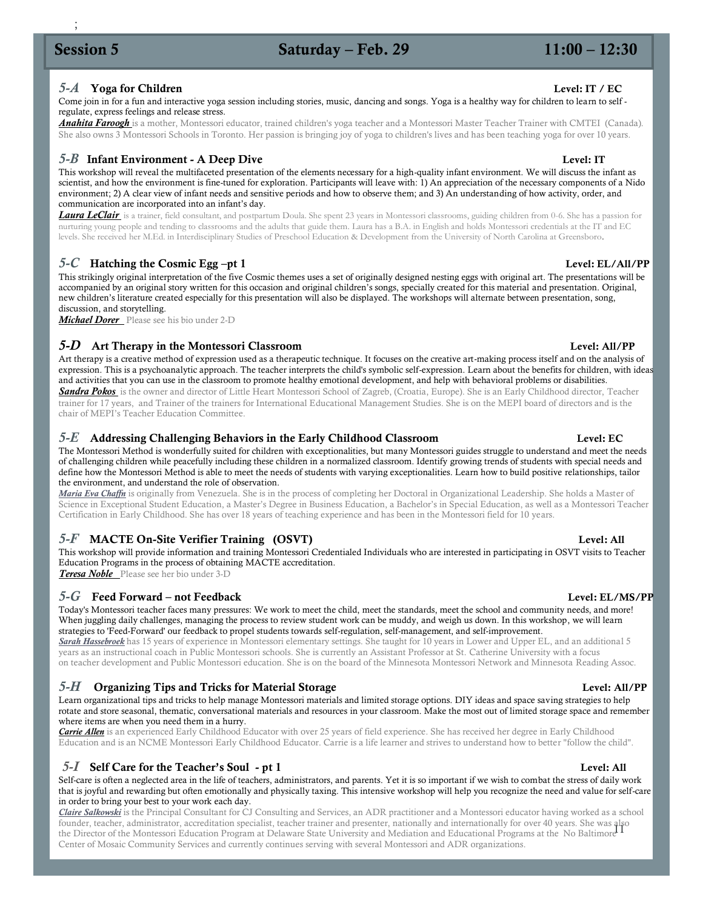## Session 5 — Saturday – Feb. 29 — 11:00 – 12:30

### *5-A* Yoga for Children — Level: IT / EC

Come join in for a fun and interactive yoga session including stories, music, dancing and songs. Yoga is a healthy way for children to learn to self -regulate, express feelings and release stress.

***Anahita Faroogh*** is a mother, Montessori educator, trained children's yoga teacher and a Montessori Master Teacher Trainer with CMTEI (Canada). She also owns 3 Montessori Schools in Toronto. Her passion is bringing joy of yoga to children's lives and has been teaching yoga for over 10 years.

### *5-B* Infant Environment - A Deep Dive — Level: IT

This workshop will reveal the multifaceted presentation of the elements necessary for a high-quality infant environment. We will discuss the infant as scientist, and how the environment is fine-tuned for exploration. Participants will leave with: 1) An appreciation of the necessary components of a Nido environment; 2) A clear view of infant needs and sensitive periods and how to observe them; and 3) An understanding of how activity, order, and communication are incorporated into an infant's day.

***Laura LeClair*** is a trainer, field consultant, and postpartum Doula. She spent 23 years in Montessori classrooms, guiding children from 0-6. She has a passion for nurturing young people and tending to classrooms and the adults that guide them. Laura has a B.A. in English and holds Montessori credentials at the IT and EC levels. She received her M.Ed. in Interdisciplinary Studies of Preschool Education & Development from the University of North Carolina at Greensboro.

### *5-C* Hatching the Cosmic Egg –pt 1 — Level: EL/All/PP

This strikingly original interpretation of the five Cosmic themes uses a set of originally designed nesting eggs with original art. The presentations will be accompanied by an original story written for this occasion and original children's songs, specially created for this material and presentation. Original, new children's literature created especially for this presentation will also be displayed. The workshops will alternate between presentation, song, discussion, and storytelling.

***Michael Dorer*** Please see his bio under 2-D

### *5-D* Art Therapy in the Montessori Classroom — Level: All/PP

Art therapy is a creative method of expression used as a therapeutic technique. It focuses on the creative art-making process itself and on the analysis of expression. This is a psychoanalytic approach. The teacher interprets the child's symbolic self-expression. Learn about the benefits for children, with ideas and activities that you can use in the classroom to promote healthy emotional development, and help with behavioral problems or disabilities.

***Sandra Pokos*** is the owner and director of Little Heart Montessori School of Zagreb, (Croatia, Europe). She is an Early Childhood director, Teacher trainer for 17 years, and Trainer of the trainers for International Educational Management Studies. She is on the MEPI board of directors and is the chair of MEPI's Teacher Education Committee.

### *5-E* Addressing Challenging Behaviors in the Early Childhood Classroom — Level: EC

The Montessori Method is wonderfully suited for children with exceptionalities, but many Montessori guides struggle to understand and meet the needs of challenging children while peacefully including these children in a normalized classroom. Identify growing trends of students with special needs and define how the Montessori Method is able to meet the needs of students with varying exceptionalities. Learn how to build positive relationships, tailor the environment, and understand the role of observation.

***Maria Eva Chaffn*** is originally from Venezuela. She is in the process of completing her Doctoral in Organizational Leadership. She holds a Master of Science in Exceptional Student Education, a Master's Degree in Business Education, a Bachelor's in Special Education, as well as a Montessori Teacher Certification in Early Childhood. She has over 18 years of teaching experience and has been in the Montessori field for 10 years.

### *5-F* MACTE On-Site Verifier Training (OSVT) — Level: All

This workshop will provide information and training Montessori Credentialed Individuals who are interested in participating in OSVT visits to Teacher Education Programs in the process of obtaining MACTE accreditation.

***Teresa Noble*** Please see her bio under 3-D

### *5-G* Feed Forward – not Feedback — Level: EL/MS/PP

Today's Montessori teacher faces many pressures: We work to meet the child, meet the standards, meet the school and community needs, and more! When juggling daily challenges, managing the process to review student work can be muddy, and weigh us down. In this workshop, we will learn strategies to 'Feed-Forward' our feedback to propel students towards self-regulation, self-management, and self-improvement.

***Sarah Hassebroek*** has 15 years of experience in Montessori elementary settings. She taught for 10 years in Lower and Upper EL, and an additional 5 years as an instructional coach in Public Montessori schools. She is currently an Assistant Professor at St. Catherine University with a focus on teacher development and Public Montessori education. She is on the board of the Minnesota Montessori Network and Minnesota Reading Assoc.

### *5-H* Organizing Tips and Tricks for Material Storage — Level: All/PP

Learn organizational tips and tricks to help manage Montessori materials and limited storage options. DIY ideas and space saving strategies to help rotate and store seasonal, thematic, conversational materials and resources in your classroom. Make the most out of limited storage space and remember where items are when you need them in a hurry.

***Carrie Allen*** is an experienced Early Childhood Educator with over 25 years of field experience. She has received her degree in Early Childhood Education and is an NCME Montessori Early Childhood Educator. Carrie is a life learner and strives to understand how to better "follow the child".

### *5-I* Self Care for the Teacher's Soul - pt 1 — Level: All

Self-care is often a neglected area in the life of teachers, administrators, and parents. Yet it is so important if we wish to combat the stress of daily work that is joyful and rewarding but often emotionally and physically taxing. This intensive workshop will help you recognize the need and value for self-care in order to bring your best to your work each day.

***Claire Salkowski*** is the Principal Consultant for CJ Consulting and Services, an ADR practitioner and a Montessori educator having worked as a school founder, teacher, administrator, accreditation specialist, teacher trainer and presenter, nationally and internationally for over 40 years. She was also the Director of the Montessori Education Program at Delaware State University and Mediation and Educational Programs at the No Baltimore Center of Mosaic Community Services and currently continues serving with several Montessori and ADR organizations.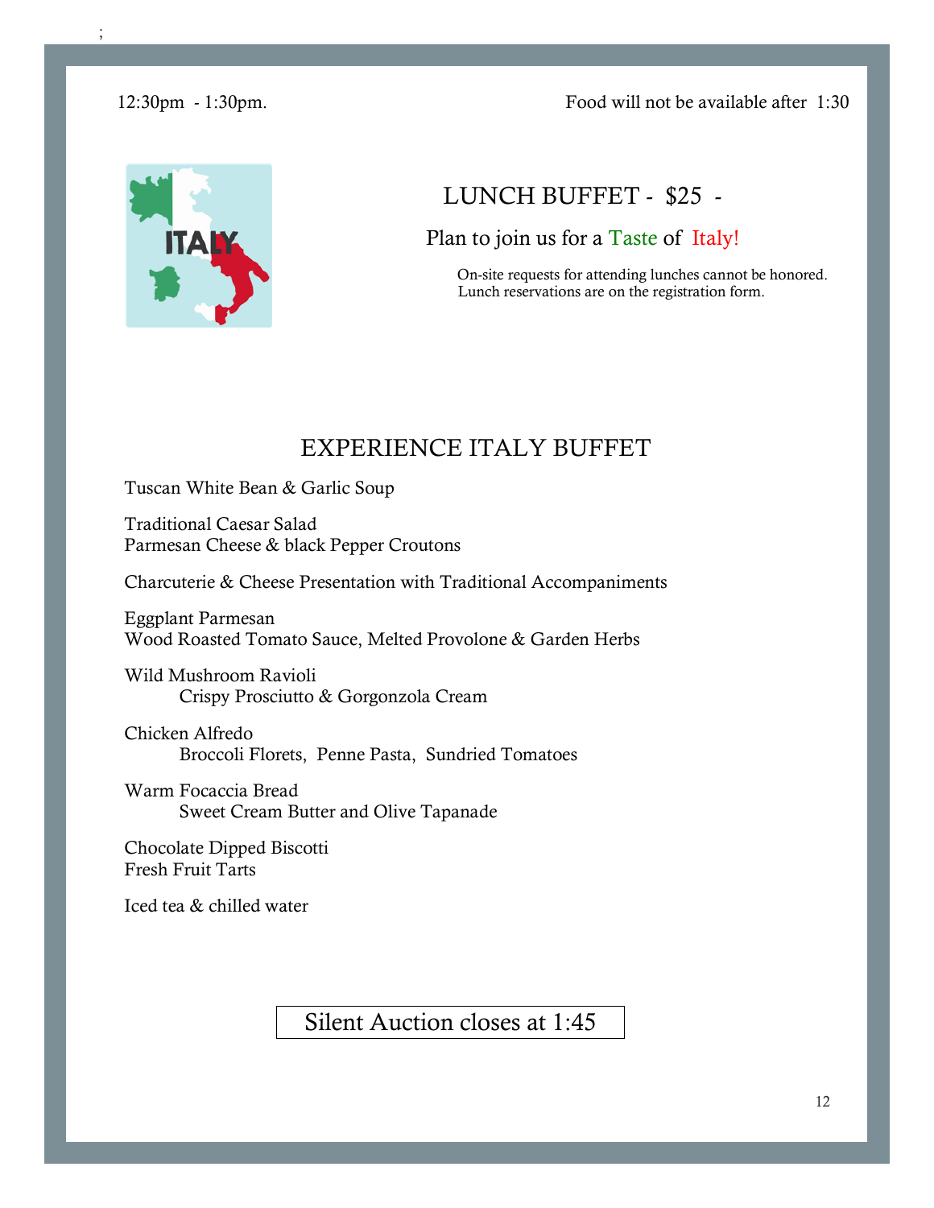;

12:30pm - 1:30pm. Food will not be available after 1:30

# LUNCH BUFFET - $25 -

Plan to join us for a Taste of Italy!

On-site requests for attending lunches cannot be honored.
Lunch reservations are on the registration form.

## EXPERIENCE ITALY BUFFET

Tuscan White Bean & Garlic Soup

Traditional Caesar Salad
Parmesan Cheese & black Pepper Croutons

Charcuterie & Cheese Presentation with Traditional Accompaniments

Eggplant Parmesan
Wood Roasted Tomato Sauce, Melted Provolone & Garden Herbs

Wild Mushroom Ravioli
Crispy Prosciutto & Gorgonzola Cream

Chicken Alfredo
Broccoli Florets, Penne Pasta, Sundried Tomatoes

Warm Focaccia Bread
Sweet Cream Butter and Olive Tapanade

Chocolate Dipped Biscotti
Fresh Fruit Tarts

Iced tea & chilled water

Silent Auction closes at 1:45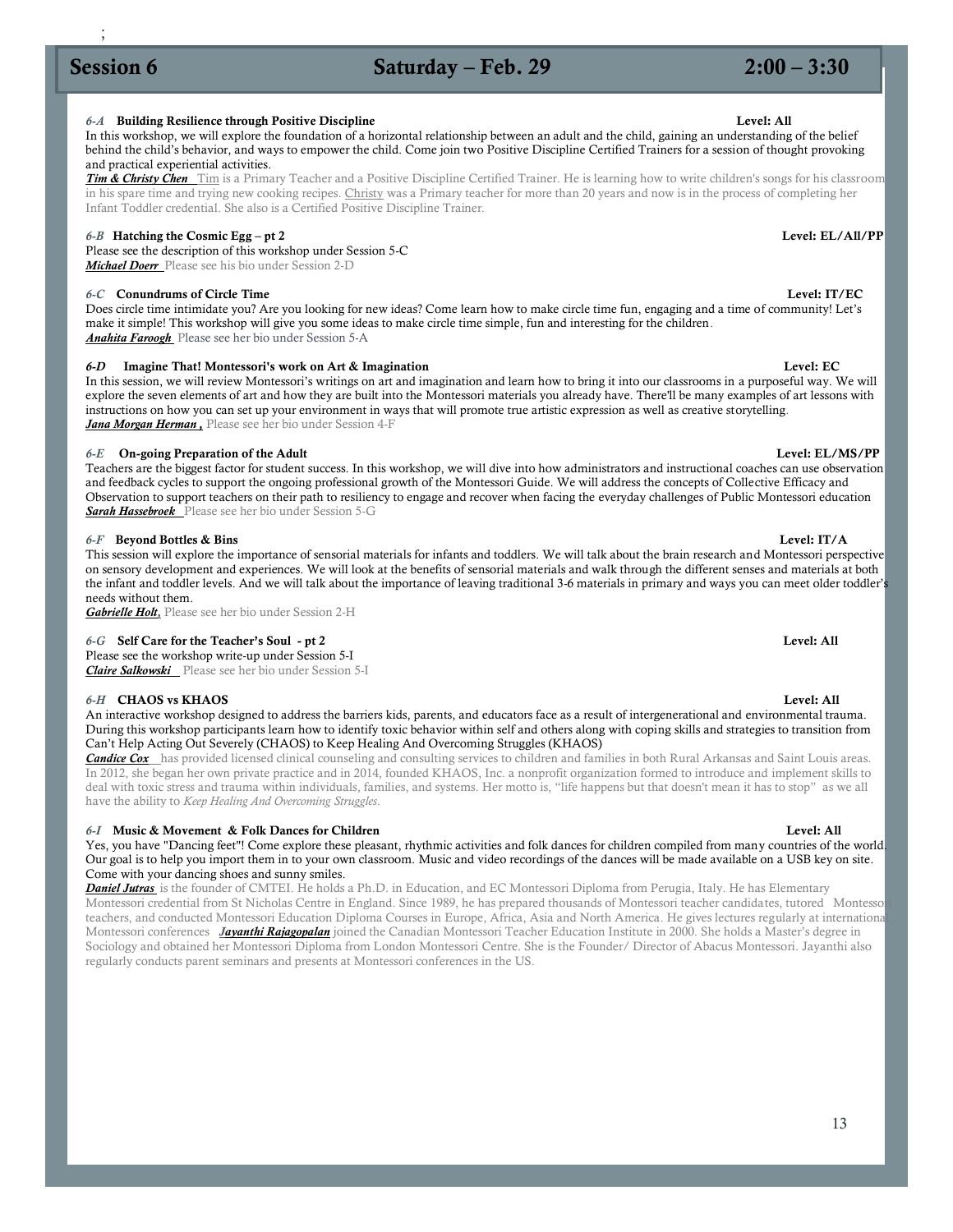## Session 6 Saturday – Feb. 29 2:00 – 3:30

### *6-A* Building Resilience through Positive Discipline — Level: All

In this workshop, we will explore the foundation of a horizontal relationship between an adult and the child, gaining an understanding of the belief behind the child's behavior, and ways to empower the child. Come join two Positive Discipline Certified Trainers for a session of thought provoking and practical experiential activities.

***Tim & Christy Chen*** Tim is a Primary Teacher and a Positive Discipline Certified Trainer. He is learning how to write children's songs for his classroom in his spare time and trying new cooking recipes. Christy was a Primary teacher for more than 20 years and now is in the process of completing her Infant Toddler credential. She also is a Certified Positive Discipline Trainer.

### *6-B* Hatching the Cosmic Egg – pt 2 — Level: EL/All/PP

Please see the description of this workshop under Session 5-C

***Michael Doerr*** Please see his bio under Session 2-D

### *6-C* Conundrums of Circle Time — Level: IT/EC

Does circle time intimidate you? Are you looking for new ideas? Come learn how to make circle time fun, engaging and a time of community! Let's make it simple! This workshop will give you some ideas to make circle time simple, fun and interesting for the children.

***Anahita Faroogh*** Please see her bio under Session 5-A

### *6-D* Imagine That! Montessori's work on Art & Imagination — Level: EC

In this session, we will review Montessori's writings on art and imagination and learn how to bring it into our classrooms in a purposeful way. We will explore the seven elements of art and how they are built into the Montessori materials you already have. There'll be many examples of art lessons with instructions on how you can set up your environment in ways that will promote true artistic expression as well as creative storytelling.

***Jana Morgan Herman ,*** Please see her bio under Session 4-F

### *6-E* On-going Preparation of the Adult — Level: EL/MS/PP

Teachers are the biggest factor for student success. In this workshop, we will dive into how administrators and instructional coaches can use observation and feedback cycles to support the ongoing professional growth of the Montessori Guide. We will address the concepts of Collective Efficacy and Observation to support teachers on their path to resiliency to engage and recover when facing the everyday challenges of Public Montessori education

***Sarah Hassebroek*** Please see her bio under Session 5-G

### *6-F* Beyond Bottles & Bins — Level: IT/A

This session will explore the importance of sensorial materials for infants and toddlers. We will talk about the brain research and Montessori perspective on sensory development and experiences. We will look at the benefits of sensorial materials and walk through the different senses and materials at both the infant and toddler levels. And we will talk about the importance of leaving traditional 3-6 materials in primary and ways you can meet older toddler's needs without them.

***Gabrielle Holt,*** Please see her bio under Session 2-H

### *6-G* Self Care for the Teacher's Soul - pt 2 — Level: All

Please see the workshop write-up under Session 5-I

***Claire Salkowski*** Please see her bio under Session 5-I

### *6-H* CHAOS vs KHAOS — Level: All

An interactive workshop designed to address the barriers kids, parents, and educators face as a result of intergenerational and environmental trauma. During this workshop participants learn how to identify toxic behavior within self and others along with coping skills and strategies to transition from Can't Help Acting Out Severely (CHAOS) to Keep Healing And Overcoming Struggles (KHAOS)

***Candice Cox*** has provided licensed clinical counseling and consulting services to children and families in both Rural Arkansas and Saint Louis areas. In 2012, she began her own private practice and in 2014, founded KHAOS, Inc. a nonprofit organization formed to introduce and implement skills to deal with toxic stress and trauma within individuals, families, and systems. Her motto is, "life happens but that doesn't mean it has to stop" as we all have the ability to *Keep Healing And Overcoming Struggles*.

### *6-I* Music & Movement & Folk Dances for Children — Level: All

Yes, you have "Dancing feet"! Come explore these pleasant, rhythmic activities and folk dances for children compiled from many countries of the world. Our goal is to help you import them in to your own classroom. Music and video recordings of the dances will be made available on a USB key on site. Come with your dancing shoes and sunny smiles.

***Daniel Jutras*** is the founder of CMTEI. He holds a Ph.D. in Education, and EC Montessori Diploma from Perugia, Italy. He has Elementary Montessori credential from St Nicholas Centre in England. Since 1989, he has prepared thousands of Montessori teacher candidates, tutored Montessori teachers, and conducted Montessori Education Diploma Courses in Europe, Africa, Asia and North America. He gives lectures regularly at international Montessori conferences ***Jayanthi Rajagopalan*** joined the Canadian Montessori Teacher Education Institute in 2000. She holds a Master's degree in Sociology and obtained her Montessori Diploma from London Montessori Centre. She is the Founder/ Director of Abacus Montessori. Jayanthi also regularly conducts parent seminars and presents at Montessori conferences in the US.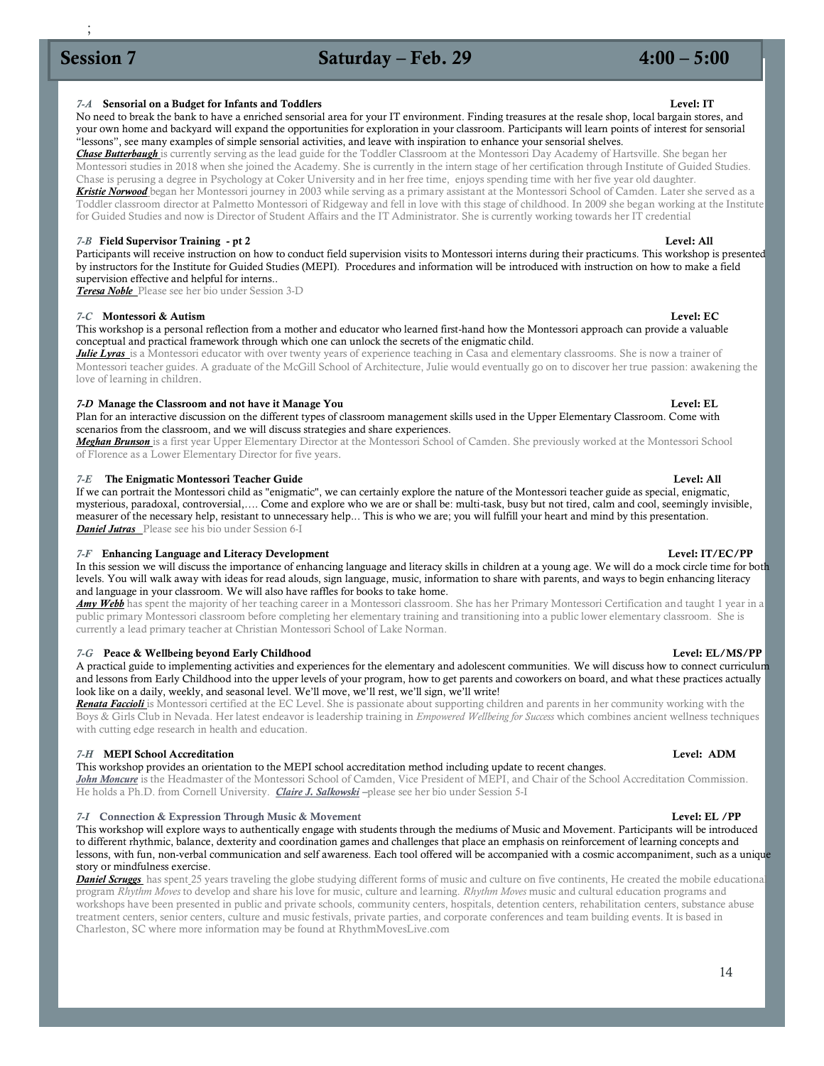;

# Session 7 Saturday – Feb. 29 4:00 – 5:00

### *7-A* Sensorial on a Budget for Infants and Toddlers — Level: IT

No need to break the bank to have a enriched sensorial area for your IT environment. Finding treasures at the resale shop, local bargain stores, and your own home and backyard will expand the opportunities for exploration in your classroom. Participants will learn points of interest for sensorial "lessons", see many examples of simple sensorial activities, and leave with inspiration to enhance your sensorial shelves.

***Chase Butterbaugh*** is currently serving as the lead guide for the Toddler Classroom at the Montessori Day Academy of Hartsville. She began her Montessori studies in 2018 when she joined the Academy. She is currently in the intern stage of her certification through Institute of Guided Studies. Chase is perusing a degree in Psychology at Coker University and in her free time, enjoys spending time with her five year old daughter.

***Kristie Norwood*** began her Montessori journey in 2003 while serving as a primary assistant at the Montessori School of Camden. Later she served as a Toddler classroom director at Palmetto Montessori of Ridgeway and fell in love with this stage of childhood. In 2009 she began working at the Institute for Guided Studies and now is Director of Student Affairs and the IT Administrator. She is currently working towards her IT credential

### *7-B* Field Supervisor Training - pt 2 — Level: All

Participants will receive instruction on how to conduct field supervision visits to Montessori interns during their practicums. This workshop is presented by instructors for the Institute for Guided Studies (MEPI). Procedures and information will be introduced with instruction on how to make a field supervision effective and helpful for interns..

***Teresa Noble*** Please see her bio under Session 3-D

### *7-C* Montessori & Autism — Level: EC

This workshop is a personal reflection from a mother and educator who learned first-hand how the Montessori approach can provide a valuable conceptual and practical framework through which one can unlock the secrets of the enigmatic child.

***Julie Lyras*** is a Montessori educator with over twenty years of experience teaching in Casa and elementary classrooms. She is now a trainer of Montessori teacher guides. A graduate of the McGill School of Architecture, Julie would eventually go on to discover her true passion: awakening the love of learning in children.

### *7-D* Manage the Classroom and not have it Manage You — Level: EL

Plan for an interactive discussion on the different types of classroom management skills used in the Upper Elementary Classroom. Come with scenarios from the classroom, and we will discuss strategies and share experiences.

***Meghan Brunson*** is a first year Upper Elementary Director at the Montessori School of Camden. She previously worked at the Montessori School of Florence as a Lower Elementary Director for five years.

### *7-E* The Enigmatic Montessori Teacher Guide — Level: All

If we can portrait the Montessori child as "enigmatic", we can certainly explore the nature of the Montessori teacher guide as special, enigmatic, mysterious, paradoxal, controversial,…. Come and explore who we are or shall be: multi-task, busy but not tired, calm and cool, seemingly invisible, measurer of the necessary help, resistant to unnecessary help… This is who we are; you will fulfill your heart and mind by this presentation.

***Daniel Jutras*** Please see his bio under Session 6-I

### *7-F* Enhancing Language and Literacy Development — Level: IT/EC/PP

In this session we will discuss the importance of enhancing language and literacy skills in children at a young age. We will do a mock circle time for both levels. You will walk away with ideas for read alouds, sign language, music, information to share with parents, and ways to begin enhancing literacy and language in your classroom. We will also have raffles for books to take home.

***Amy Webb*** has spent the majority of her teaching career in a Montessori classroom. She has her Primary Montessori Certification and taught 1 year in a public primary Montessori classroom before completing her elementary training and transitioning into a public lower elementary classroom. She is currently a lead primary teacher at Christian Montessori School of Lake Norman.

### *7-G* Peace & Wellbeing beyond Early Childhood — Level: EL/MS/PP

A practical guide to implementing activities and experiences for the elementary and adolescent communities. We will discuss how to connect curriculum and lessons from Early Childhood into the upper levels of your program, how to get parents and coworkers on board, and what these practices actually look like on a daily, weekly, and seasonal level. We'll move, we'll rest, we'll sign, we'll write!

***Renata Faccioli*** is Montessori certified at the EC Level. She is passionate about supporting children and parents in her community working with the Boys & Girls Club in Nevada. Her latest endeavor is leadership training in *Empowered Wellbeing for Success* which combines ancient wellness techniques with cutting edge research in health and education.

### *7-H* MEPI School Accreditation — Level: ADM

This workshop provides an orientation to the MEPI school accreditation method including update to recent changes.

***John Moncure*** is the Headmaster of the Montessori School of Camden, Vice President of MEPI, and Chair of the School Accreditation Commission. He holds a Ph.D. from Cornell University. ***Claire J. Salkowski*** –please see her bio under Session 5-I

### *7-I* Connection & Expression Through Music & Movement — Level: EL /PP

This workshop will explore ways to authentically engage with students through the mediums of Music and Movement. Participants will be introduced to different rhythmic, balance, dexterity and coordination games and challenges that place an emphasis on reinforcement of learning concepts and lessons, with fun, non-verbal communication and self awareness. Each tool offered will be accompanied with a cosmic accompaniment, such as a unique story or mindfulness exercise.

***Daniel Scruggs*** has spent 25 years traveling the globe studying different forms of music and culture on five continents, He created the mobile educational program *Rhythm Moves* to develop and share his love for music, culture and learning. *Rhythm Moves* music and cultural education programs and workshops have been presented in public and private schools, community centers, hospitals, detention centers, rehabilitation centers, substance abuse treatment centers, senior centers, culture and music festivals, private parties, and corporate conferences and team building events. It is based in Charleston, SC where more information may be found at RhythmMovesLive.com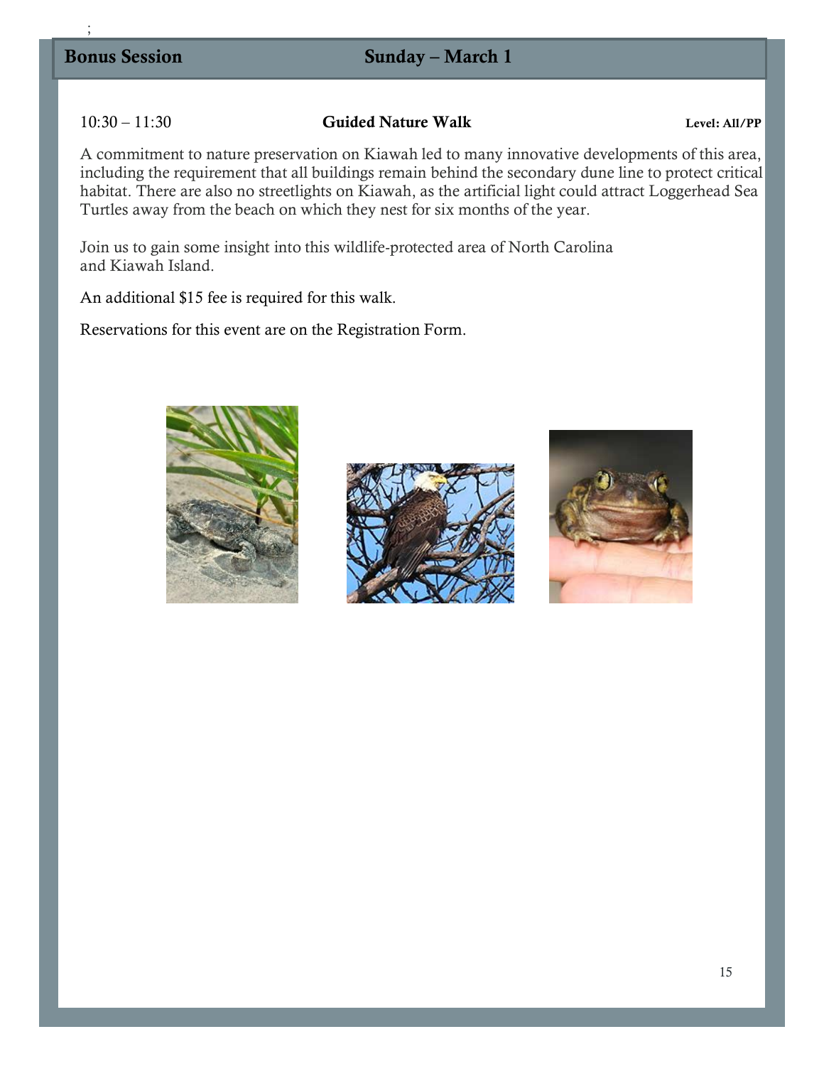## Bonus Session — Sunday – March 1

10:30 – 11:30 **Guided Nature Walk** **Level: All/PP**

A commitment to nature preservation on Kiawah led to many innovative developments of this area, including the requirement that all buildings remain behind the secondary dune line to protect critical habitat. There are also no streetlights on Kiawah, as the artificial light could attract Loggerhead Sea Turtles away from the beach on which they nest for six months of the year.

Join us to gain some insight into this wildlife-protected area of North Carolina and Kiawah Island.

An additional $15 fee is required for this walk.

Reservations for this event are on the Registration Form.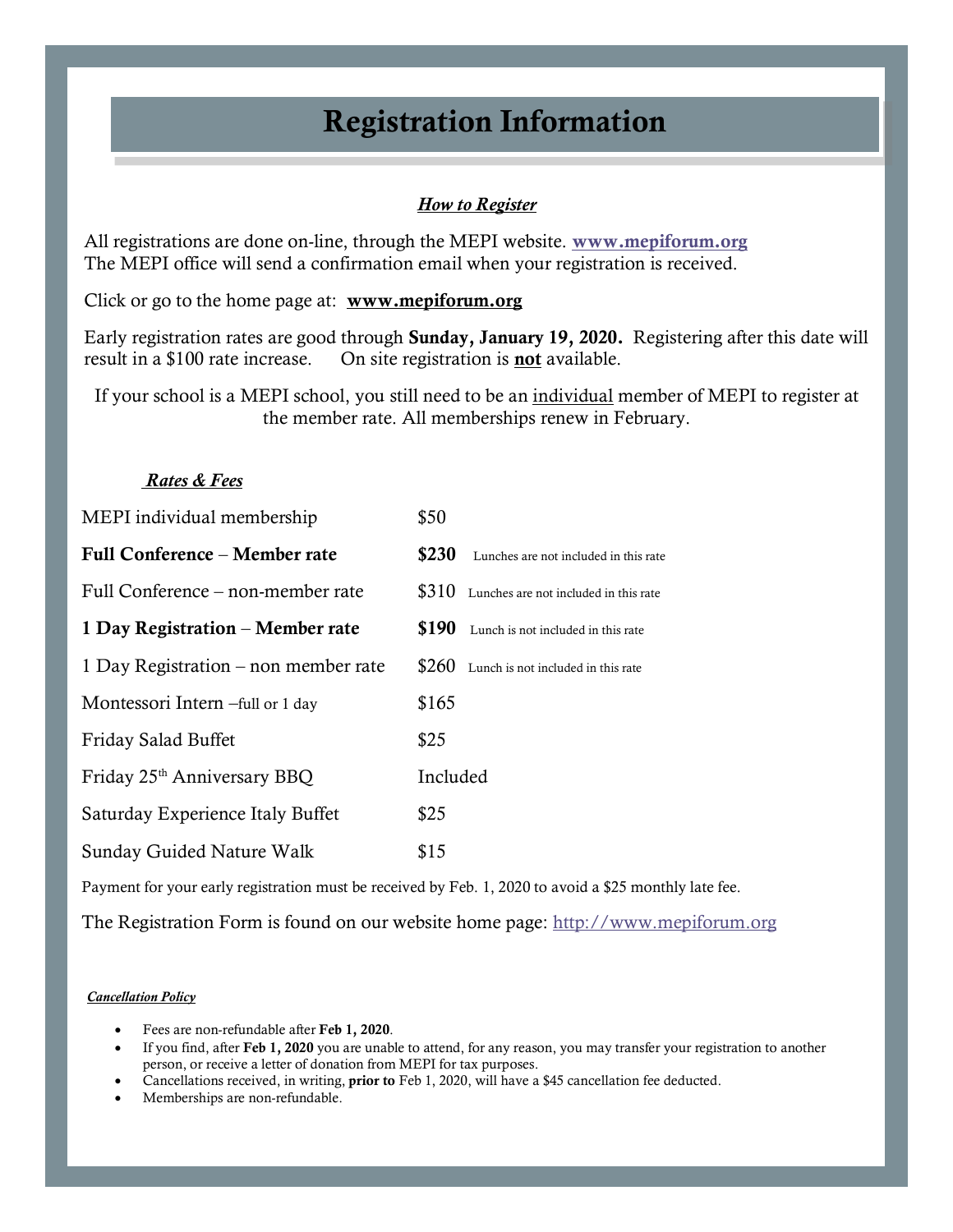# Registration Information

### *How to Register*

All registrations are done on-line, through the MEPI website. **www.mepiforum.org**
The MEPI office will send a confirmation email when your registration is received.

Click or go to the home page at: **www.mepiforum.org**

Early registration rates are good through **Sunday, January 19, 2020.** Registering after this date will result in a $100 rate increase. On site registration is **not** available.

If your school is a MEPI school, you still need to be an individual member of MEPI to register at the member rate. All memberships renew in February.

### *Rates & Fees*

| | | |
|---|---|---|
| MEPI individual membership | $50 | |
| **Full Conference – Member rate** | **$230** | Lunches are not included in this rate |
| Full Conference – non-member rate | $310 | Lunches are not included in this rate |
| **1 Day Registration – Member rate** | **$190** | Lunch is not included in this rate |
| 1 Day Registration – non member rate | $260 | Lunch is not included in this rate |
| Montessori Intern –full or 1 day | $165 | |
| Friday Salad Buffet | $25 | |
| Friday 25th Anniversary BBQ | Included | |
| Saturday Experience Italy Buffet | $25 | |
| Sunday Guided Nature Walk | $15 | |

Payment for your early registration must be received by Feb. 1, 2020 to avoid a $25 monthly late fee.

The Registration Form is found on our website home page: http://www.mepiforum.org

#### *Cancellation Policy*

- Fees are non-refundable after **Feb 1, 2020**.
- If you find, after **Feb 1, 2020** you are unable to attend, for any reason, you may transfer your registration to another person, or receive a letter of donation from MEPI for tax purposes.
- Cancellations received, in writing, **prior to** Feb 1, 2020, will have a $45 cancellation fee deducted.
- Memberships are non-refundable.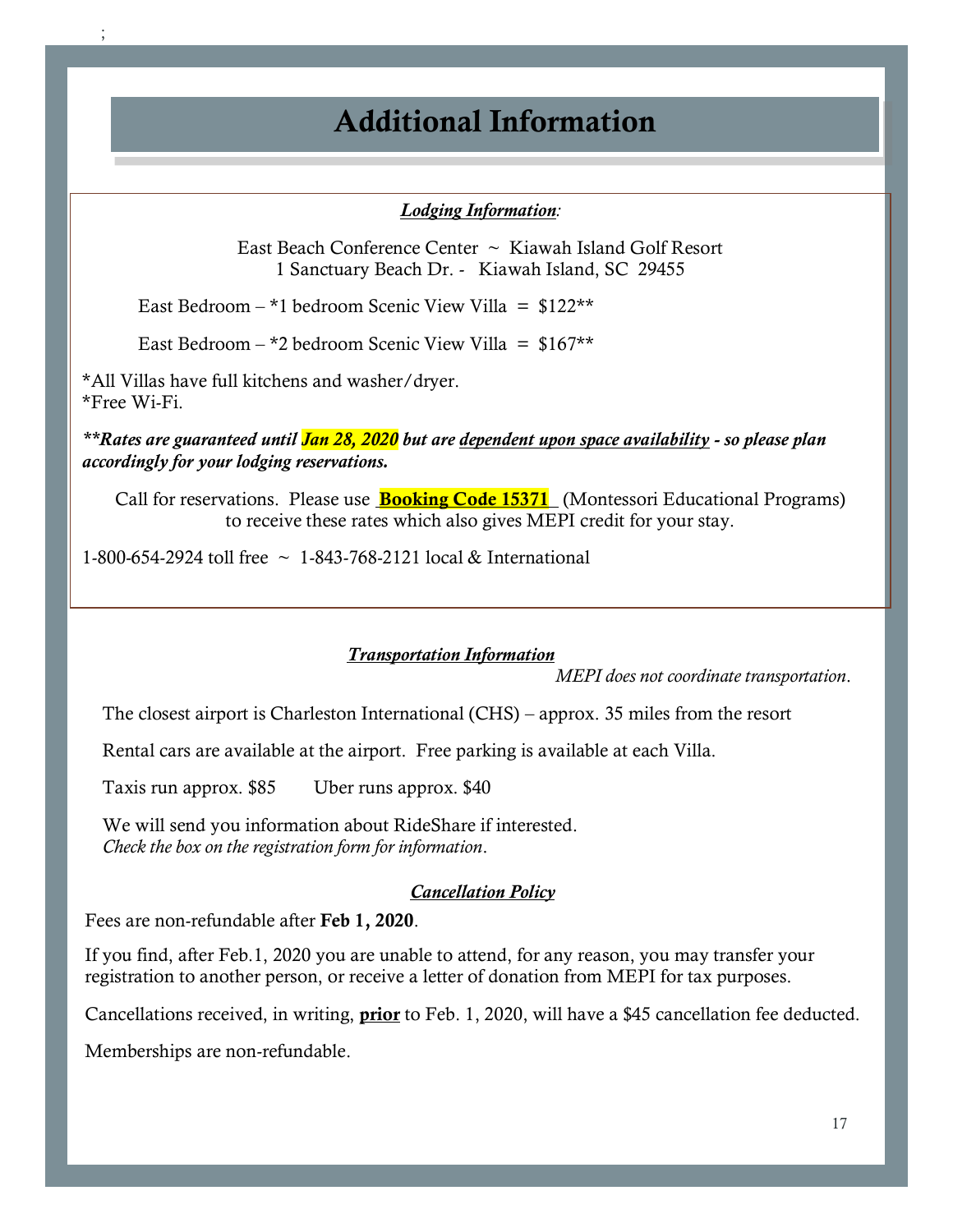# Additional Information

***Lodging Information:***

East Beach Conference Center ~ Kiawah Island Golf Resort
1 Sanctuary Beach Dr. - Kiawah Island, SC 29455

East Bedroom – *1 bedroom Scenic View Villa = $122**

East Bedroom – *2 bedroom Scenic View Villa = $167**

*All Villas have full kitchens and washer/dryer.
*Free Wi-Fi.

***Rates are guaranteed until Jan 28, 2020 but are dependent upon space availability - so please plan accordingly for your lodging reservations.***

Call for reservations. Please use **Booking Code 15371** (Montessori Educational Programs) to receive these rates which also gives MEPI credit for your stay.

1-800-654-2924 toll free ~ 1-843-768-2121 local & International

***Transportation Information***

*MEPI does not coordinate transportation.*

The closest airport is Charleston International (CHS) – approx. 35 miles from the resort

Rental cars are available at the airport. Free parking is available at each Villa.

Taxis run approx. $85 Uber runs approx. $40

We will send you information about RideShare if interested.
*Check the box on the registration form for information.*

***Cancellation Policy***

Fees are non-refundable after **Feb 1, 2020**.

If you find, after Feb.1, 2020 you are unable to attend, for any reason, you may transfer your registration to another person, or receive a letter of donation from MEPI for tax purposes.

Cancellations received, in writing, **prior** to Feb. 1, 2020, will have a $45 cancellation fee deducted.

Memberships are non-refundable.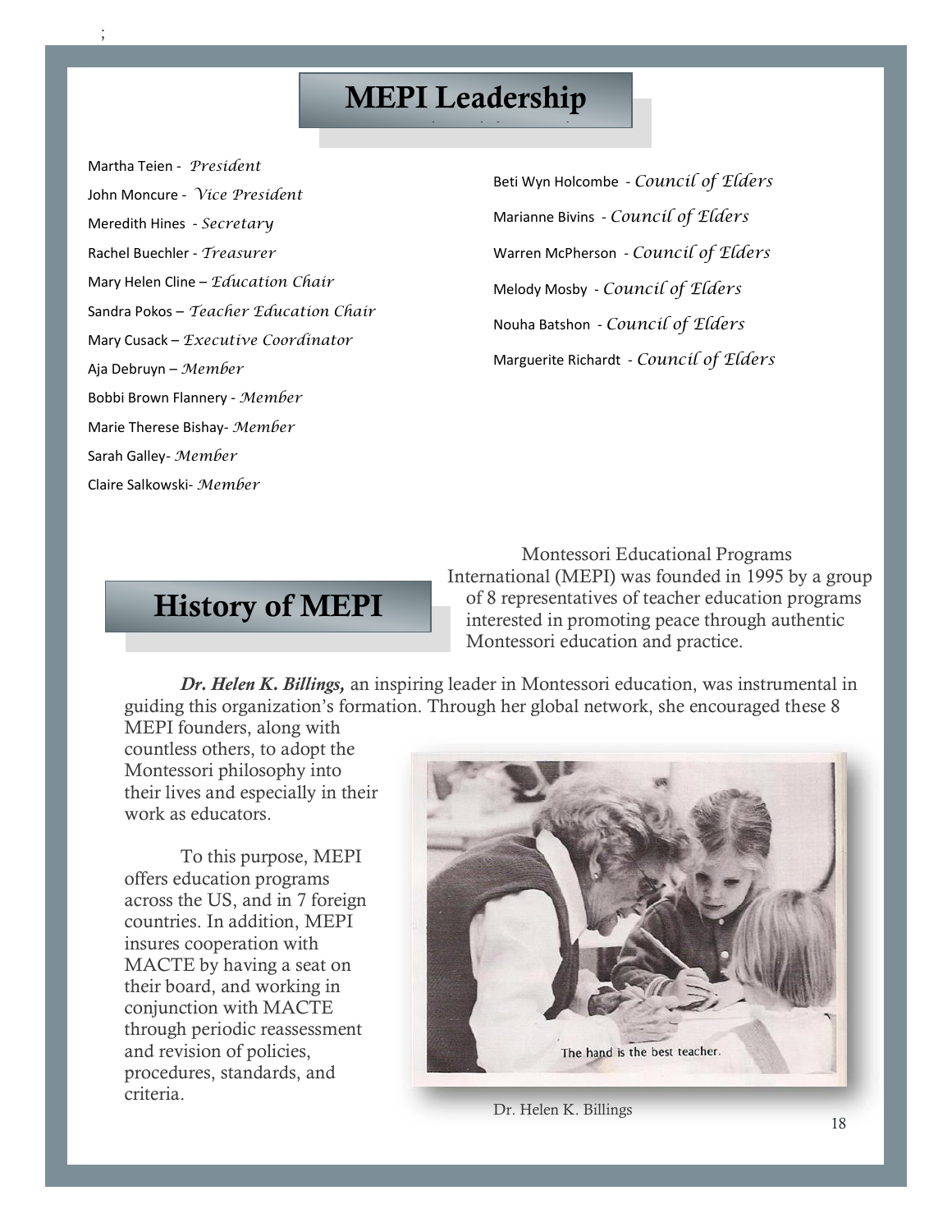## MEPI Leadership

Martha Teien - *President*
John Moncure - *Vice President*
Meredith Hines - *Secretary*
Rachel Buechler - *Treasurer*
Mary Helen Cline – *Education Chair*
Sandra Pokos – *Teacher Education Chair*
Mary Cusack – *Executive Coordinator*
Aja Debruyn – *Member*
Bobbi Brown Flannery - *Member*
Marie Therese Bishay- *Member*
Sarah Galley- *Member*
Claire Salkowski- *Member*

Beti Wyn Holcombe - *Council of Elders*
Marianne Bivins - *Council of Elders*
Warren McPherson - *Council of Elders*
Melody Mosby - *Council of Elders*
Nouha Batshon - *Council of Elders*
Marguerite Richardt - *Council of Elders*

## History of MEPI

Montessori Educational Programs International (MEPI) was founded in 1995 by a group of 8 representatives of teacher education programs interested in promoting peace through authentic Montessori education and practice.

***Dr. Helen K. Billings,*** an inspiring leader in Montessori education, was instrumental in guiding this organization's formation. Through her global network, she encouraged these 8 MEPI founders, along with countless others, to adopt the Montessori philosophy into their lives and especially in their work as educators.

To this purpose, MEPI offers education programs across the US, and in 7 foreign countries. In addition, MEPI insures cooperation with MACTE by having a seat on their board, and working in conjunction with MACTE through periodic reassessment and revision of policies, procedures, standards, and criteria.

The hand is the best teacher.

Dr. Helen K. Billings